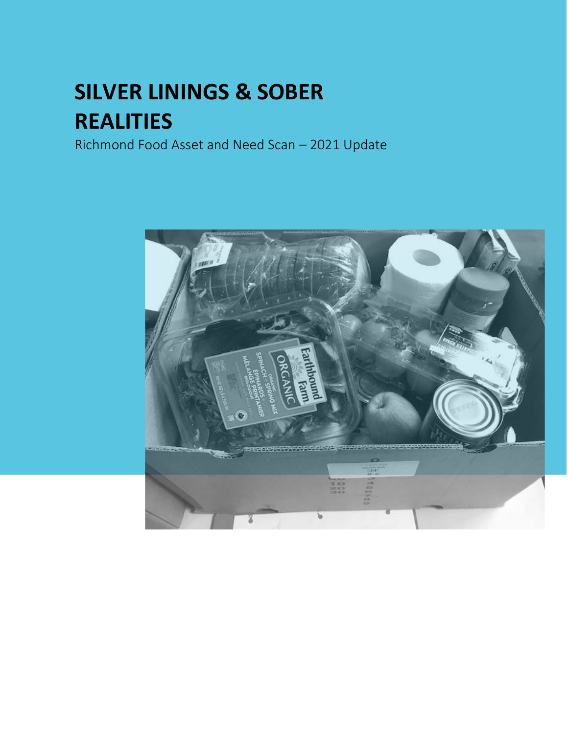# SILVER LININGS & SOBER REALITIES

Richmond Food Asset and Need Scan – 2021 Update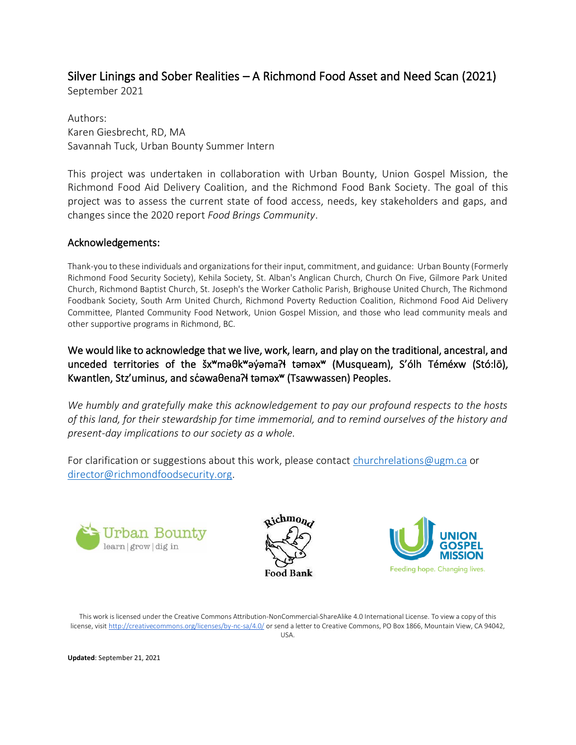# Silver Linings and Sober Realities – A Richmond Food Asset and Need Scan (2021)

September 2021

Authors:
Karen Giesbrecht, RD, MA
Savannah Tuck, Urban Bounty Summer Intern

This project was undertaken in collaboration with Urban Bounty, Union Gospel Mission, the Richmond Food Aid Delivery Coalition, and the Richmond Food Bank Society. The goal of this project was to assess the current state of food access, needs, key stakeholders and gaps, and changes since the 2020 report *Food Brings Community*.

## Acknowledgements:

Thank-you to these individuals and organizations for their input, commitment, and guidance: Urban Bounty (Formerly Richmond Food Security Society), Kehila Society, St. Alban's Anglican Church, Church On Five, Gilmore Park United Church, Richmond Baptist Church, St. Joseph's the Worker Catholic Parish, Brighouse United Church, The Richmond Foodbank Society, South Arm United Church, Richmond Poverty Reduction Coalition, Richmond Food Aid Delivery Committee, Planted Community Food Network, Union Gospel Mission, and those who lead community meals and other supportive programs in Richmond, BC.

We would like to acknowledge that we live, work, learn, and play on the traditional, ancestral, and unceded territories of the š​xʷməθkʷəy̓əmaʔɬ təməxʷ (Musqueam), S'ólh Téméxw (Stó:lō), Kwantlen, Stz'uminus, and sc̓əwaθenaʔɬ təməxʷ (Tsawwassen) Peoples.

*We humbly and gratefully make this acknowledgement to pay our profound respects to the hosts of this land, for their stewardship for time immemorial, and to remind ourselves of the history and present-day implications to our society as a whole.*

For clarification or suggestions about this work, please contact churchrelations@ugm.ca or director@richmondfoodsecurity.org.

Urban Bounty learn | grow | dig in

Richmond Food Bank

UNION GOSPEL MISSION Feeding hope. Changing lives.

This work is licensed under the Creative Commons Attribution-NonCommercial-ShareAlike 4.0 International License. To view a copy of this license, visit http://creativecommons.org/licenses/by-nc-sa/4.0/ or send a letter to Creative Commons, PO Box 1866, Mountain View, CA 94042, USA.

**Updated**: September 21, 2021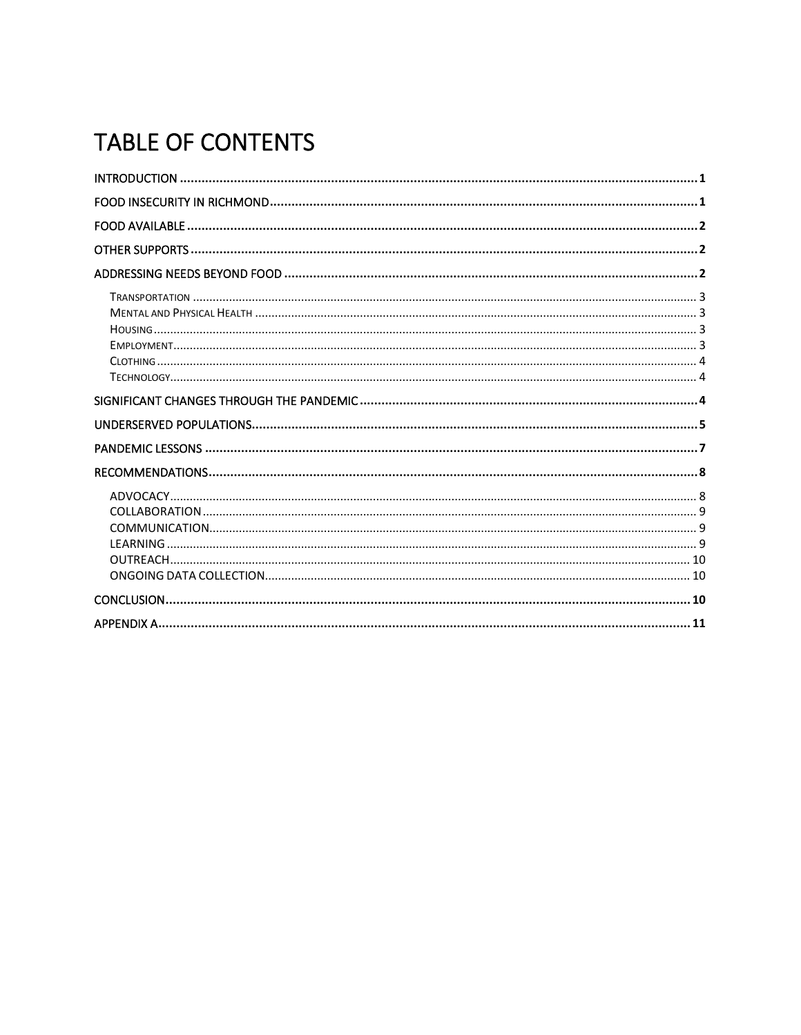# TABLE OF CONTENTS

INTRODUCTION .......... 1

FOOD INSECURITY IN RICHMOND .......... 1

FOOD AVAILABLE .......... 2

OTHER SUPPORTS .......... 2

ADDRESSING NEEDS BEYOND FOOD .......... 2

- TRANSPORTATION .......... 3
- MENTAL AND PHYSICAL HEALTH .......... 3
- HOUSING .......... 3
- EMPLOYMENT .......... 3
- CLOTHING .......... 4
- TECHNOLOGY .......... 4

SIGNIFICANT CHANGES THROUGH THE PANDEMIC .......... 4

UNDERSERVED POPULATIONS .......... 5

PANDEMIC LESSONS .......... 7

RECOMMENDATIONS .......... 8

- ADVOCACY .......... 8
- COLLABORATION .......... 9
- COMMUNICATION .......... 9
- LEARNING .......... 9
- OUTREACH .......... 10
- ONGOING DATA COLLECTION .......... 10

CONCLUSION .......... 10

APPENDIX A .......... 11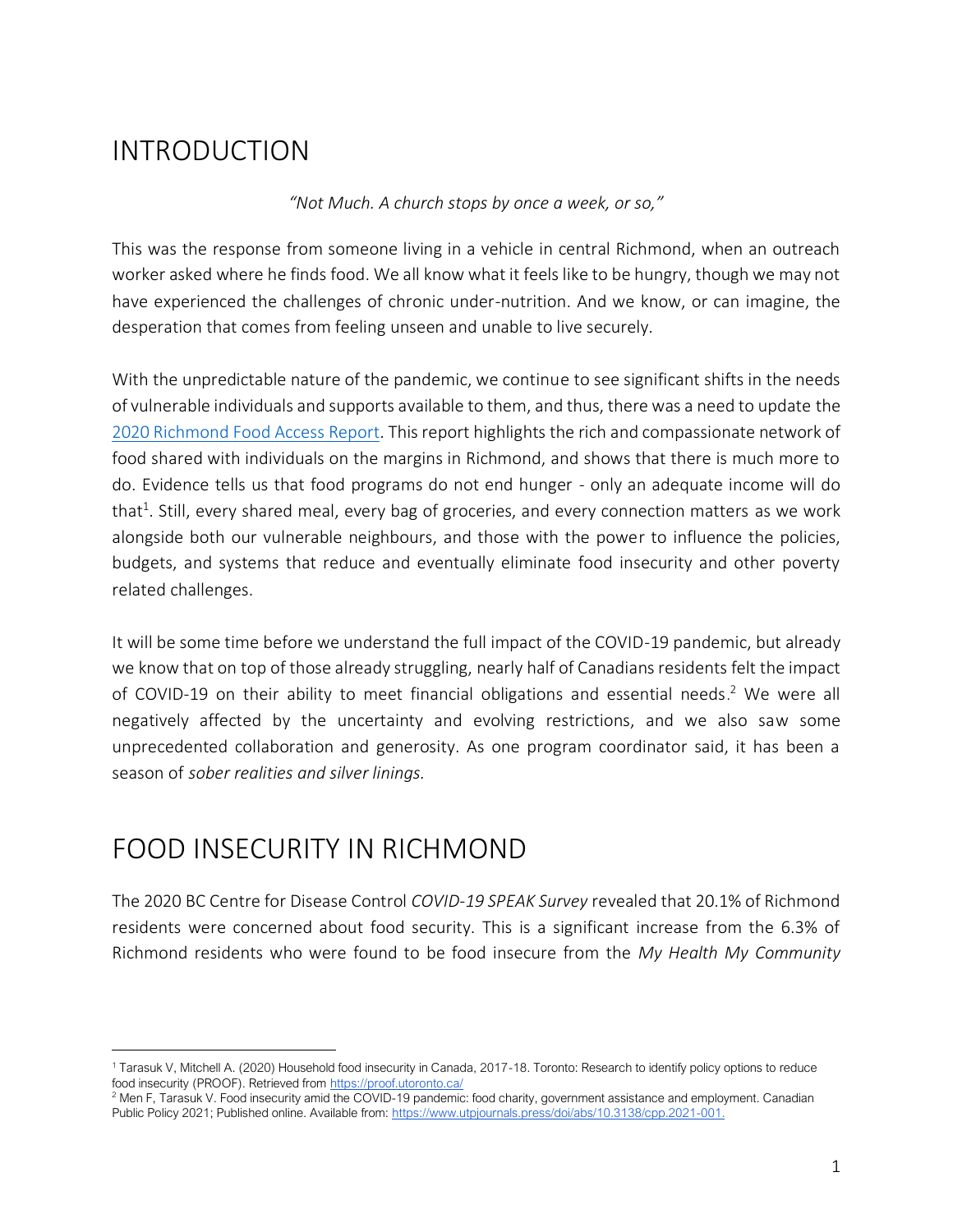# INTRODUCTION

*"Not Much. A church stops by once a week, or so,"*

This was the response from someone living in a vehicle in central Richmond, when an outreach worker asked where he finds food. We all know what it feels like to be hungry, though we may not have experienced the challenges of chronic under-nutrition. And we know, or can imagine, the desperation that comes from feeling unseen and unable to live securely.

With the unpredictable nature of the pandemic, we continue to see significant shifts in the needs of vulnerable individuals and supports available to them, and thus, there was a need to update the 2020 Richmond Food Access Report. This report highlights the rich and compassionate network of food shared with individuals on the margins in Richmond, and shows that there is much more to do. Evidence tells us that food programs do not end hunger - only an adequate income will do that[1]. Still, every shared meal, every bag of groceries, and every connection matters as we work alongside both our vulnerable neighbours, and those with the power to influence the policies, budgets, and systems that reduce and eventually eliminate food insecurity and other poverty related challenges.

It will be some time before we understand the full impact of the COVID-19 pandemic, but already we know that on top of those already struggling, nearly half of Canadians residents felt the impact of COVID-19 on their ability to meet financial obligations and essential needs.[2] We were all negatively affected by the uncertainty and evolving restrictions, and we also saw some unprecedented collaboration and generosity. As one program coordinator said, it has been a season of *sober realities and silver linings.*

# FOOD INSECURITY IN RICHMOND

The 2020 BC Centre for Disease Control *COVID-19 SPEAK Survey* revealed that 20.1% of Richmond residents were concerned about food security. This is a significant increase from the 6.3% of Richmond residents who were found to be food insecure from the *My Health My Community*

---

[1] Tarasuk V, Mitchell A. (2020) Household food insecurity in Canada, 2017-18. Toronto: Research to identify policy options to reduce food insecurity (PROOF). Retrieved from https://proof.utoronto.ca/

[2] Men F, Tarasuk V. Food insecurity amid the COVID-19 pandemic: food charity, government assistance and employment. Canadian Public Policy 2021; Published online. Available from: https://www.utpjournals.press/doi/abs/10.3138/cpp.2021-001.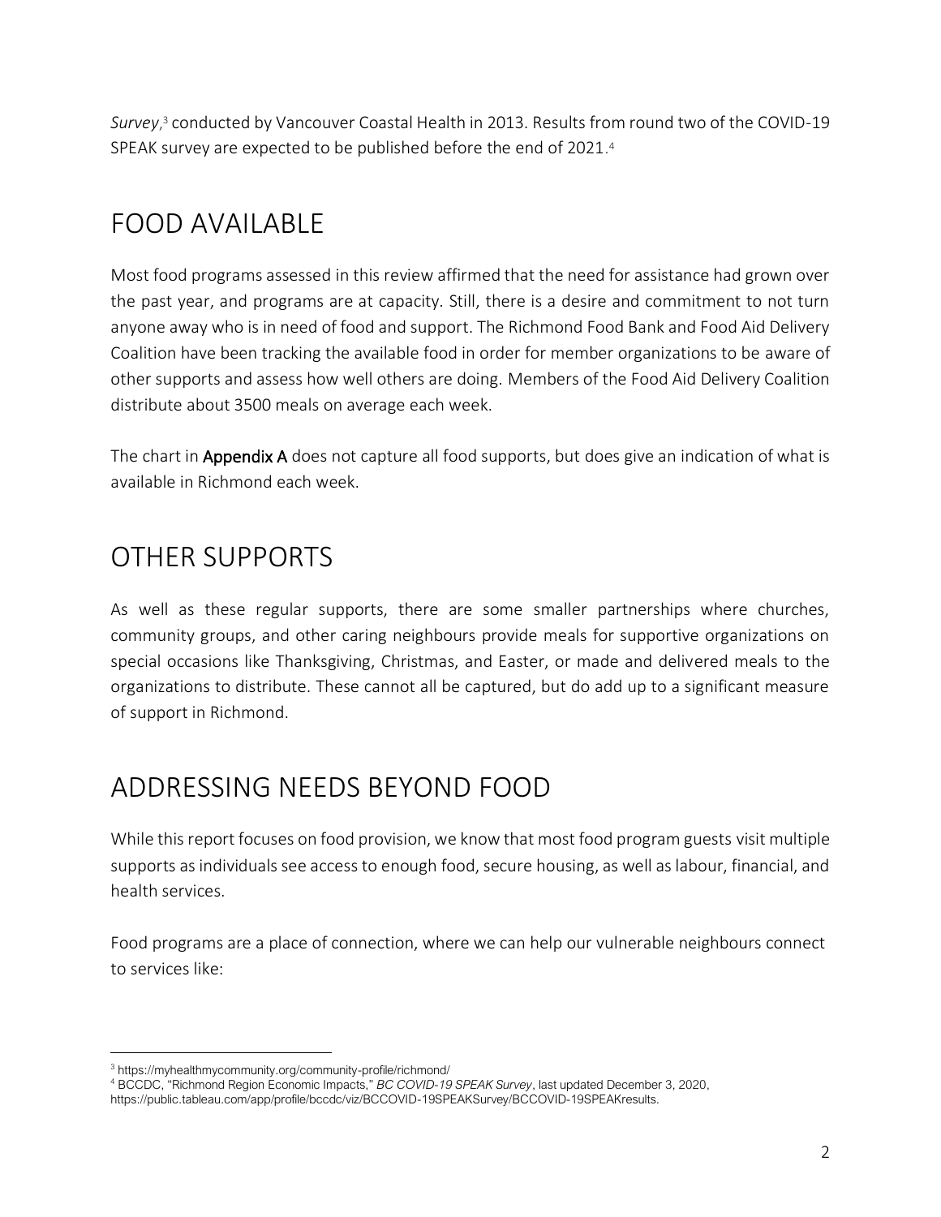*Survey*,[3] conducted by Vancouver Coastal Health in 2013. Results from round two of the COVID-19 SPEAK survey are expected to be published before the end of 2021.[4]

## FOOD AVAILABLE

Most food programs assessed in this review affirmed that the need for assistance had grown over the past year, and programs are at capacity. Still, there is a desire and commitment to not turn anyone away who is in need of food and support. The Richmond Food Bank and Food Aid Delivery Coalition have been tracking the available food in order for member organizations to be aware of other supports and assess how well others are doing. Members of the Food Aid Delivery Coalition distribute about 3500 meals on average each week.

The chart in **Appendix A** does not capture all food supports, but does give an indication of what is available in Richmond each week.

## OTHER SUPPORTS

As well as these regular supports, there are some smaller partnerships where churches, community groups, and other caring neighbours provide meals for supportive organizations on special occasions like Thanksgiving, Christmas, and Easter, or made and delivered meals to the organizations to distribute. These cannot all be captured, but do add up to a significant measure of support in Richmond.

## ADDRESSING NEEDS BEYOND FOOD

While this report focuses on food provision, we know that most food program guests visit multiple supports as individuals see access to enough food, secure housing, as well as labour, financial, and health services.

Food programs are a place of connection, where we can help our vulnerable neighbours connect to services like:

---

[3] https://myhealthmycommunity.org/community-profile/richmond/

[4] BCCDC, "Richmond Region Economic Impacts," *BC COVID-19 SPEAK Survey*, last updated December 3, 2020, https://public.tableau.com/app/profile/bccdc/viz/BCCOVID-19SPEAKSurvey/BCCOVID-19SPEAKresults.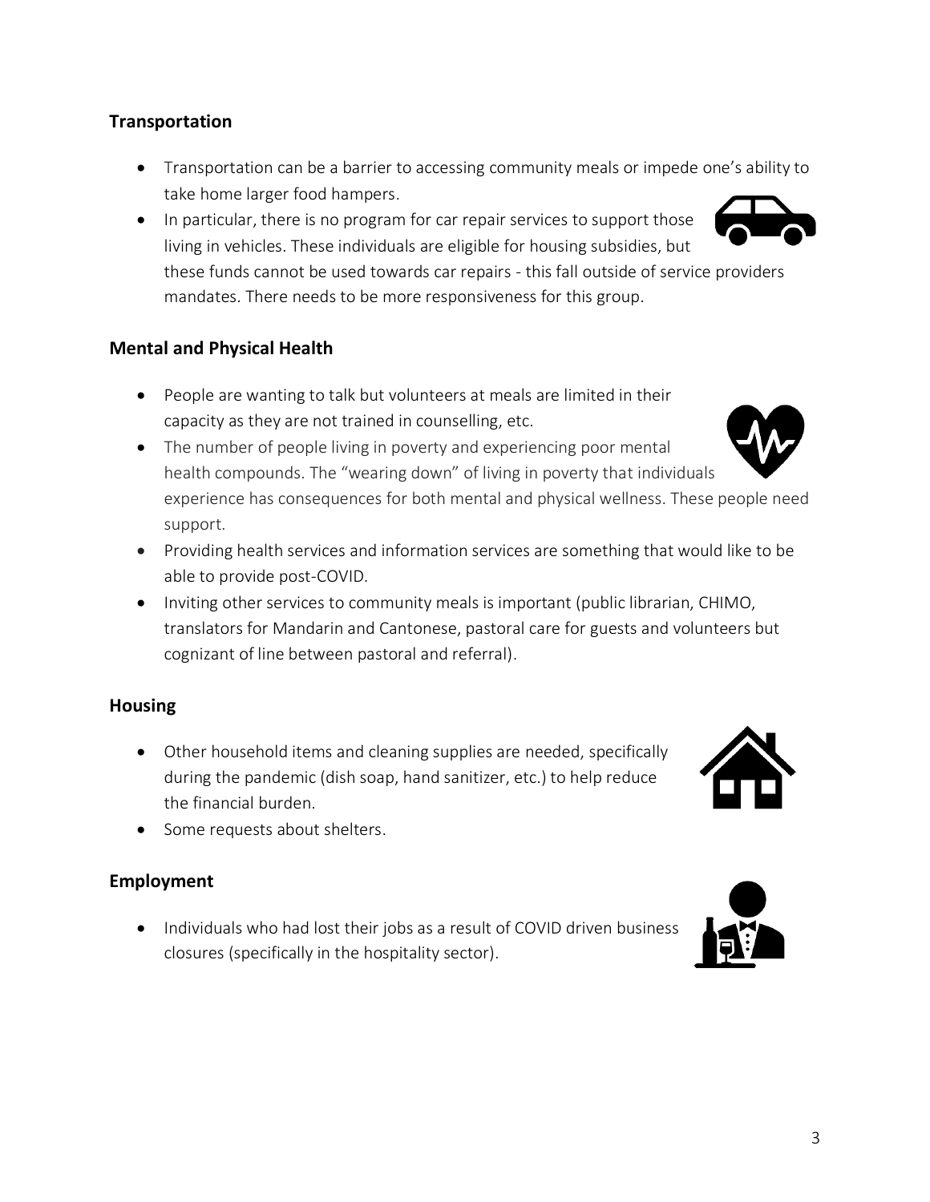## Transportation

- Transportation can be a barrier to accessing community meals or impede one's ability to take home larger food hampers.
- In particular, there is no program for car repair services to support those living in vehicles. These individuals are eligible for housing subsidies, but these funds cannot be used towards car repairs - this fall outside of service providers mandates. There needs to be more responsiveness for this group.

## Mental and Physical Health

- People are wanting to talk but volunteers at meals are limited in their capacity as they are not trained in counselling, etc.
- The number of people living in poverty and experiencing poor mental health compounds. The "wearing down" of living in poverty that individuals experience has consequences for both mental and physical wellness. These people need support.
- Providing health services and information services are something that would like to be able to provide post-COVID.
- Inviting other services to community meals is important (public librarian, CHIMO, translators for Mandarin and Cantonese, pastoral care for guests and volunteers but cognizant of line between pastoral and referral).

## Housing

- Other household items and cleaning supplies are needed, specifically during the pandemic (dish soap, hand sanitizer, etc.) to help reduce the financial burden.
- Some requests about shelters.

## Employment

- Individuals who had lost their jobs as a result of COVID driven business closures (specifically in the hospitality sector).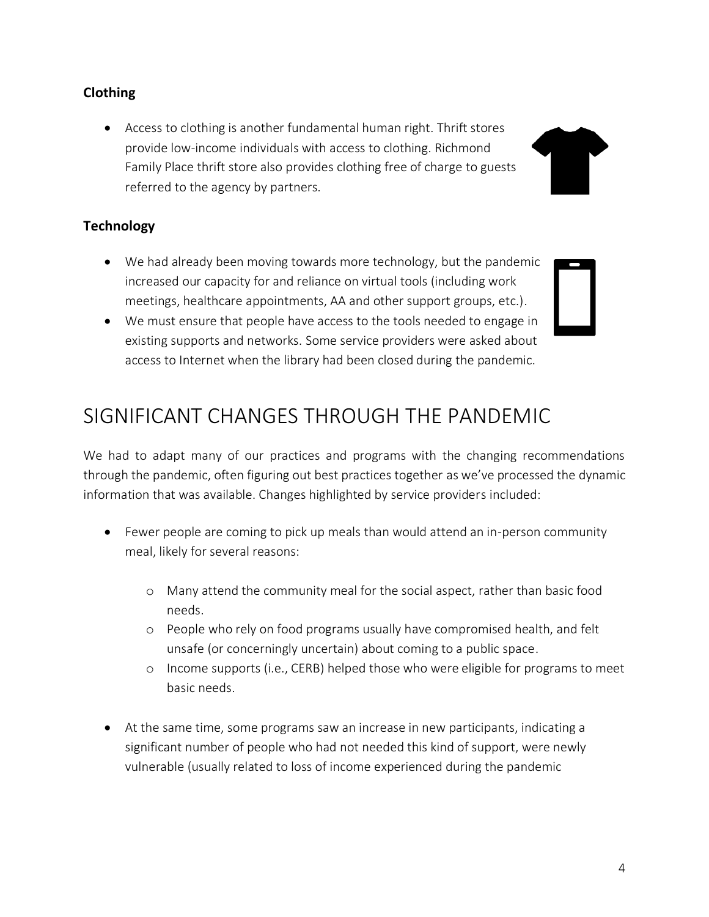### Clothing

- Access to clothing is another fundamental human right. Thrift stores provide low-income individuals with access to clothing. Richmond Family Place thrift store also provides clothing free of charge to guests referred to the agency by partners.

### Technology

- We had already been moving towards more technology, but the pandemic increased our capacity for and reliance on virtual tools (including work meetings, healthcare appointments, AA and other support groups, etc.).
- We must ensure that people have access to the tools needed to engage in existing supports and networks. Some service providers were asked about access to Internet when the library had been closed during the pandemic.

# SIGNIFICANT CHANGES THROUGH THE PANDEMIC

We had to adapt many of our practices and programs with the changing recommendations through the pandemic, often figuring out best practices together as we've processed the dynamic information that was available. Changes highlighted by service providers included:

- Fewer people are coming to pick up meals than would attend an in-person community meal, likely for several reasons:
    - Many attend the community meal for the social aspect, rather than basic food needs.
    - People who rely on food programs usually have compromised health, and felt unsafe (or concerningly uncertain) about coming to a public space.
    - Income supports (i.e., CERB) helped those who were eligible for programs to meet basic needs.

- At the same time, some programs saw an increase in new participants, indicating a significant number of people who had not needed this kind of support, were newly vulnerable (usually related to loss of income experienced during the pandemic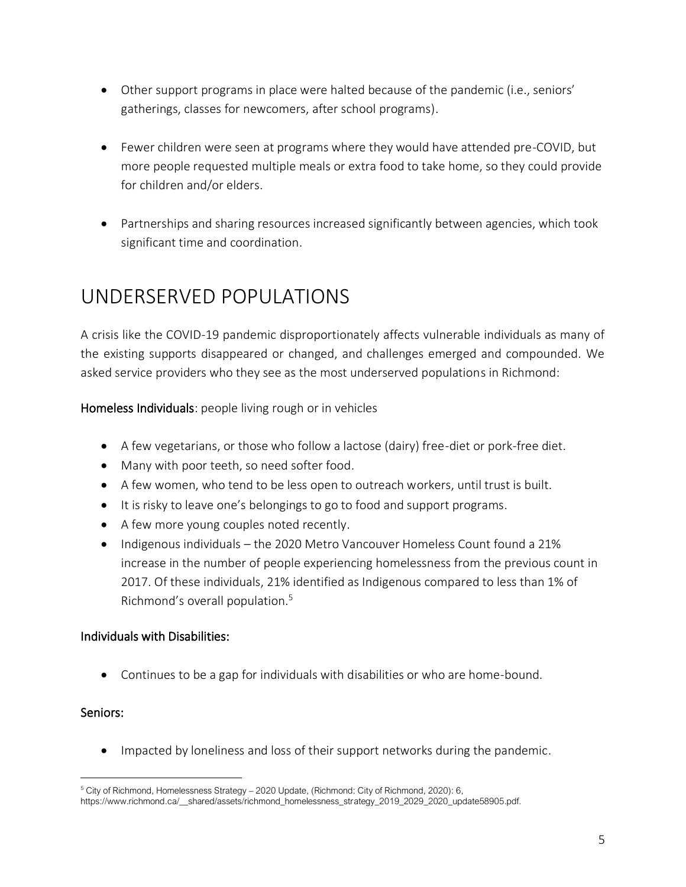- Other support programs in place were halted because of the pandemic (i.e., seniors' gatherings, classes for newcomers, after school programs).

- Fewer children were seen at programs where they would have attended pre-COVID, but more people requested multiple meals or extra food to take home, so they could provide for children and/or elders.

- Partnerships and sharing resources increased significantly between agencies, which took significant time and coordination.

# UNDERSERVED POPULATIONS

A crisis like the COVID-19 pandemic disproportionately affects vulnerable individuals as many of the existing supports disappeared or changed, and challenges emerged and compounded. We asked service providers who they see as the most underserved populations in Richmond:

**Homeless Individuals**: people living rough or in vehicles

- A few vegetarians, or those who follow a lactose (dairy) free-diet or pork-free diet.
- Many with poor teeth, so need softer food.
- A few women, who tend to be less open to outreach workers, until trust is built.
- It is risky to leave one's belongings to go to food and support programs.
- A few more young couples noted recently.
- Indigenous individuals – the 2020 Metro Vancouver Homeless Count found a 21% increase in the number of people experiencing homelessness from the previous count in 2017. Of these individuals, 21% identified as Indigenous compared to less than 1% of Richmond's overall population.[5]

**Individuals with Disabilities:**

- Continues to be a gap for individuals with disabilities or who are home-bound.

**Seniors:**

- Impacted by loneliness and loss of their support networks during the pandemic.

[5] City of Richmond, Homelessness Strategy – 2020 Update, (Richmond: City of Richmond, 2020): 6, https://www.richmond.ca/__shared/assets/richmond_homelessness_strategy_2019_2029_2020_update58905.pdf.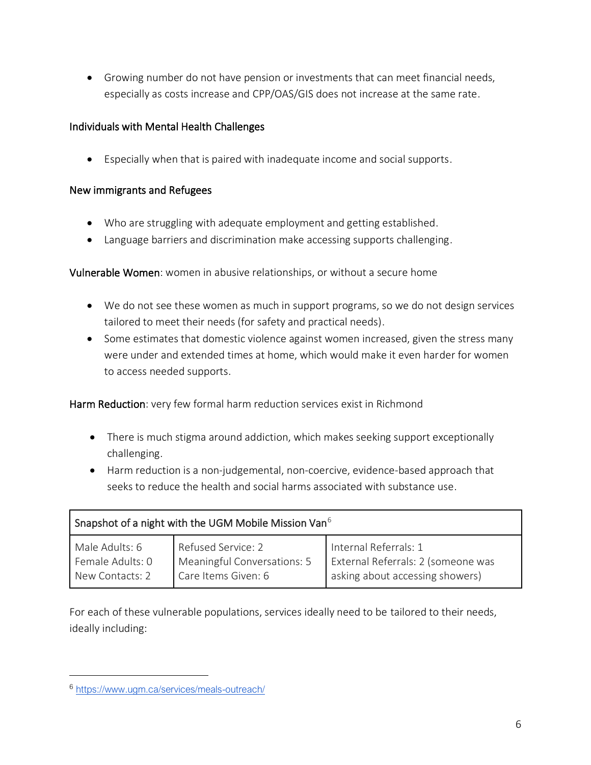- Growing number do not have pension or investments that can meet financial needs, especially as costs increase and CPP/OAS/GIS does not increase at the same rate.

### Individuals with Mental Health Challenges

- Especially when that is paired with inadequate income and social supports.

### New immigrants and Refugees

- Who are struggling with adequate employment and getting established.
- Language barriers and discrimination make accessing supports challenging.

**Vulnerable Women**: women in abusive relationships, or without a secure home

- We do not see these women as much in support programs, so we do not design services tailored to meet their needs (for safety and practical needs).
- Some estimates that domestic violence against women increased, given the stress many were under and extended times at home, which would make it even harder for women to access needed supports.

**Harm Reduction**: very few formal harm reduction services exist in Richmond

- There is much stigma around addiction, which makes seeking support exceptionally challenging.
- Harm reduction is a non-judgemental, non-coercive, evidence-based approach that seeks to reduce the health and social harms associated with substance use.

| Snapshot of a night with the UGM Mobile Mission Van[6] | | |
|---|---|---|
| Male Adults: 6<br>Female Adults: 0<br>New Contacts: 2 | Refused Service: 2<br>Meaningful Conversations: 5<br>Care Items Given: 6 | Internal Referrals: 1<br>External Referrals: 2 (someone was asking about accessing showers) |

For each of these vulnerable populations, services ideally need to be tailored to their needs, ideally including:

[6] https://www.ugm.ca/services/meals-outreach/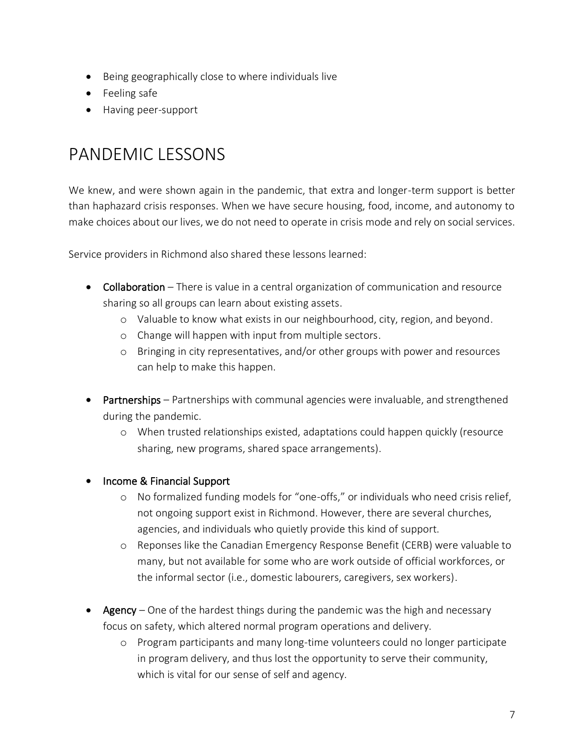- Being geographically close to where individuals live
- Feeling safe
- Having peer-support

# PANDEMIC LESSONS

We knew, and were shown again in the pandemic, that extra and longer-term support is better than haphazard crisis responses. When we have secure housing, food, income, and autonomy to make choices about our lives, we do not need to operate in crisis mode and rely on social services.

Service providers in Richmond also shared these lessons learned:

- **Collaboration** – There is value in a central organization of communication and resource sharing so all groups can learn about existing assets.
  - Valuable to know what exists in our neighbourhood, city, region, and beyond.
  - Change will happen with input from multiple sectors.
  - Bringing in city representatives, and/or other groups with power and resources can help to make this happen.

- **Partnerships** – Partnerships with communal agencies were invaluable, and strengthened during the pandemic.
  - When trusted relationships existed, adaptations could happen quickly (resource sharing, new programs, shared space arrangements).

- **Income & Financial Support**
  - No formalized funding models for "one-offs," or individuals who need crisis relief, not ongoing support exist in Richmond. However, there are several churches, agencies, and individuals who quietly provide this kind of support.
  - Reponses like the Canadian Emergency Response Benefit (CERB) were valuable to many, but not available for some who are work outside of official workforces, or the informal sector (i.e., domestic labourers, caregivers, sex workers).

- **Agency** – One of the hardest things during the pandemic was the high and necessary focus on safety, which altered normal program operations and delivery.
  - Program participants and many long-time volunteers could no longer participate in program delivery, and thus lost the opportunity to serve their community, which is vital for our sense of self and agency.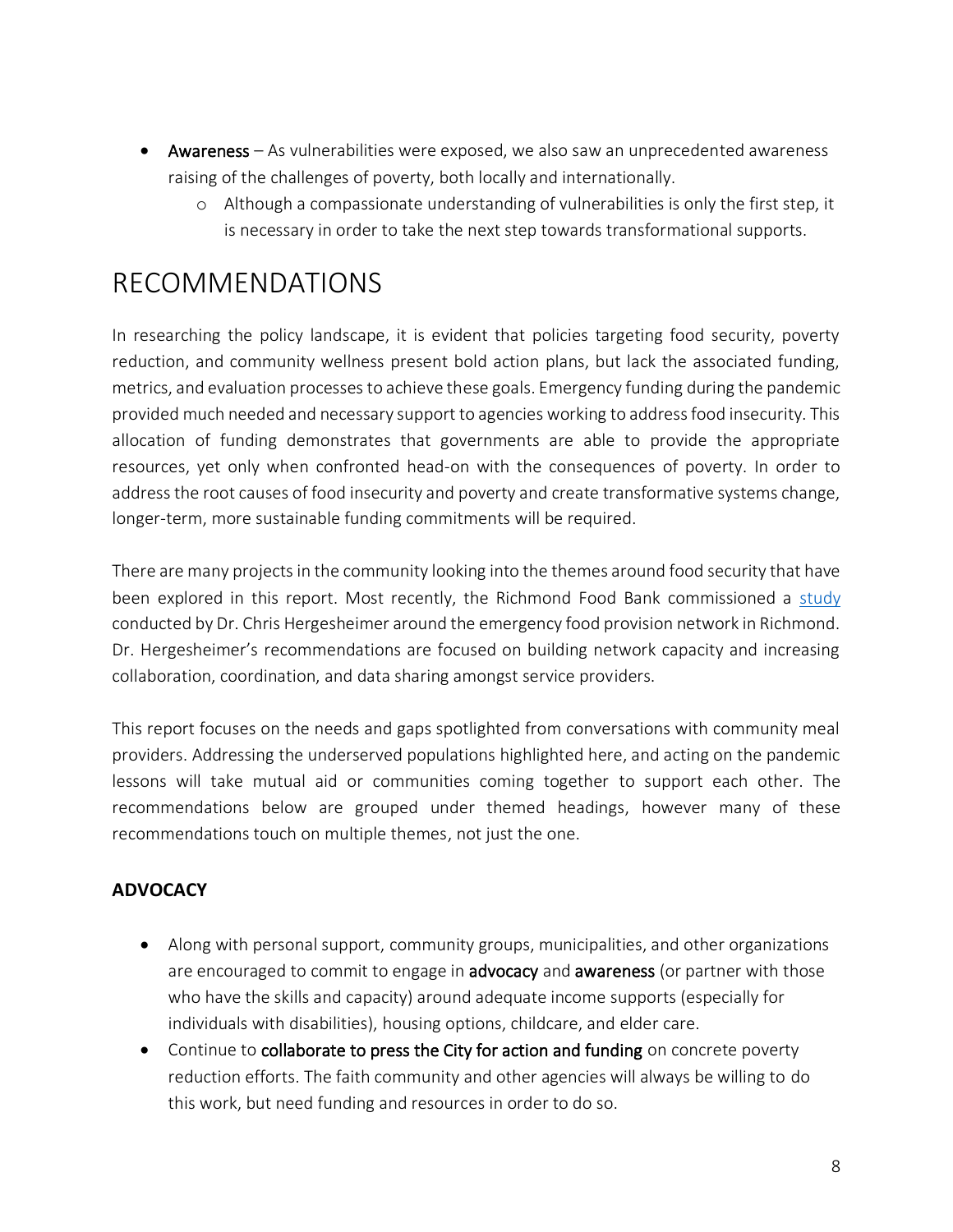- **Awareness** – As vulnerabilities were exposed, we also saw an unprecedented awareness raising of the challenges of poverty, both locally and internationally.
    - Although a compassionate understanding of vulnerabilities is only the first step, it is necessary in order to take the next step towards transformational supports.

# RECOMMENDATIONS

In researching the policy landscape, it is evident that policies targeting food security, poverty reduction, and community wellness present bold action plans, but lack the associated funding, metrics, and evaluation processes to achieve these goals. Emergency funding during the pandemic provided much needed and necessary support to agencies working to address food insecurity. This allocation of funding demonstrates that governments are able to provide the appropriate resources, yet only when confronted head-on with the consequences of poverty. In order to address the root causes of food insecurity and poverty and create transformative systems change, longer-term, more sustainable funding commitments will be required.

There are many projects in the community looking into the themes around food security that have been explored in this report. Most recently, the Richmond Food Bank commissioned a study conducted by Dr. Chris Hergesheimer around the emergency food provision network in Richmond. Dr. Hergesheimer's recommendations are focused on building network capacity and increasing collaboration, coordination, and data sharing amongst service providers.

This report focuses on the needs and gaps spotlighted from conversations with community meal providers. Addressing the underserved populations highlighted here, and acting on the pandemic lessons will take mutual aid or communities coming together to support each other. The recommendations below are grouped under themed headings, however many of these recommendations touch on multiple themes, not just the one.

### ADVOCACY

- Along with personal support, community groups, municipalities, and other organizations are encouraged to commit to engage in **advocacy** and **awareness** (or partner with those who have the skills and capacity) around adequate income supports (especially for individuals with disabilities), housing options, childcare, and elder care.
- Continue to **collaborate to press the City for action and funding** on concrete poverty reduction efforts. The faith community and other agencies will always be willing to do this work, but need funding and resources in order to do so.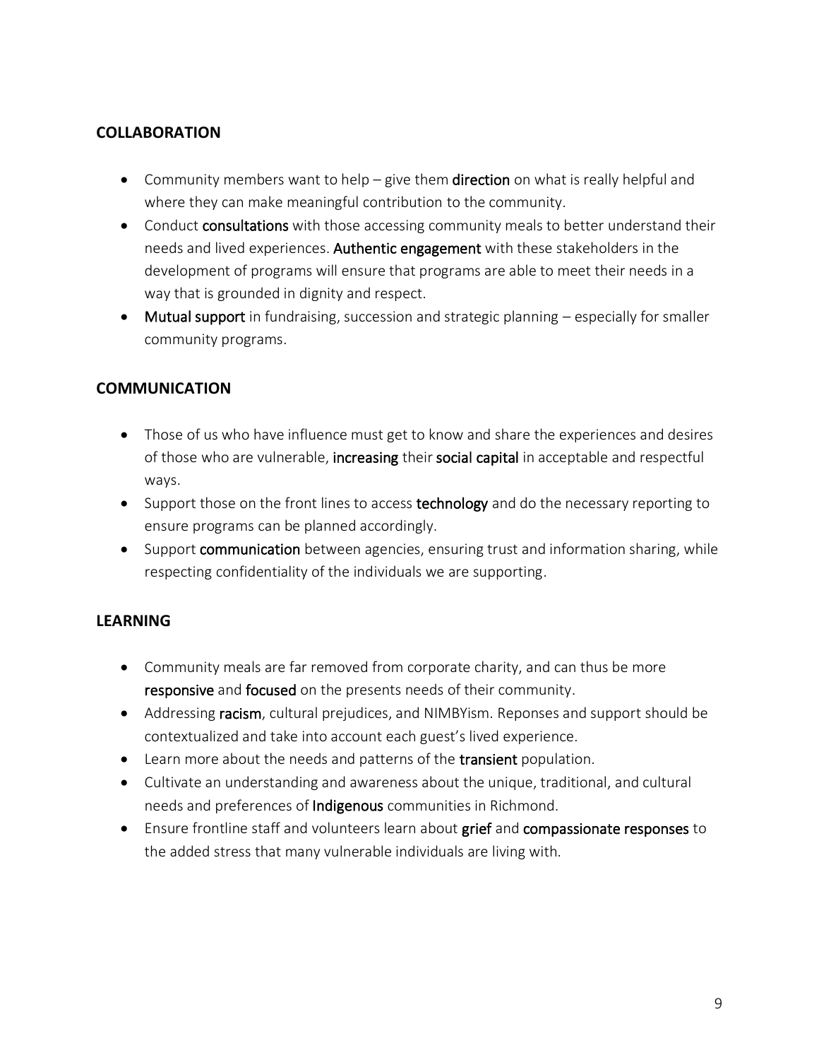## COLLABORATION

- Community members want to help – give them **direction** on what is really helpful and where they can make meaningful contribution to the community.
- Conduct **consultations** with those accessing community meals to better understand their needs and lived experiences. **Authentic engagement** with these stakeholders in the development of programs will ensure that programs are able to meet their needs in a way that is grounded in dignity and respect.
- **Mutual support** in fundraising, succession and strategic planning – especially for smaller community programs.

## COMMUNICATION

- Those of us who have influence must get to know and share the experiences and desires of those who are vulnerable, **increasing** their **social capital** in acceptable and respectful ways.
- Support those on the front lines to access **technology** and do the necessary reporting to ensure programs can be planned accordingly.
- Support **communication** between agencies, ensuring trust and information sharing, while respecting confidentiality of the individuals we are supporting.

## LEARNING

- Community meals are far removed from corporate charity, and can thus be more **responsive** and **focused** on the presents needs of their community.
- Addressing **racism**, cultural prejudices, and NIMBYism. Reponses and support should be contextualized and take into account each guest's lived experience.
- Learn more about the needs and patterns of the **transient** population.
- Cultivate an understanding and awareness about the unique, traditional, and cultural needs and preferences of **Indigenous** communities in Richmond.
- Ensure frontline staff and volunteers learn about **grief** and **compassionate responses** to the added stress that many vulnerable individuals are living with.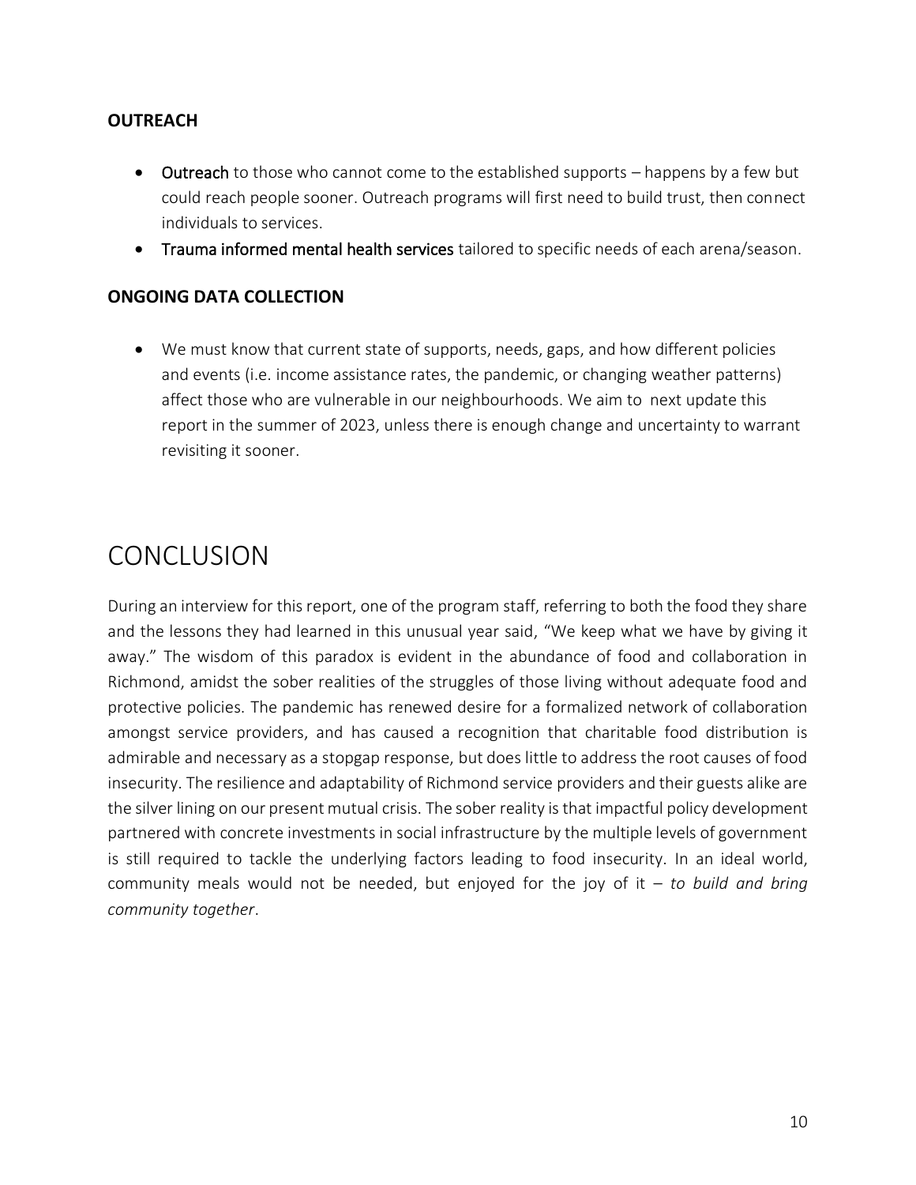### OUTREACH

- **Outreach** to those who cannot come to the established supports – happens by a few but could reach people sooner. Outreach programs will first need to build trust, then connect individuals to services.
- **Trauma informed mental health services** tailored to specific needs of each arena/season.

### ONGOING DATA COLLECTION

- We must know that current state of supports, needs, gaps, and how different policies and events (i.e. income assistance rates, the pandemic, or changing weather patterns) affect those who are vulnerable in our neighbourhoods. We aim to next update this report in the summer of 2023, unless there is enough change and uncertainty to warrant revisiting it sooner.

# CONCLUSION

During an interview for this report, one of the program staff, referring to both the food they share and the lessons they had learned in this unusual year said, "We keep what we have by giving it away." The wisdom of this paradox is evident in the abundance of food and collaboration in Richmond, amidst the sober realities of the struggles of those living without adequate food and protective policies. The pandemic has renewed desire for a formalized network of collaboration amongst service providers, and has caused a recognition that charitable food distribution is admirable and necessary as a stopgap response, but does little to address the root causes of food insecurity. The resilience and adaptability of Richmond service providers and their guests alike are the silver lining on our present mutual crisis. The sober reality is that impactful policy development partnered with concrete investments in social infrastructure by the multiple levels of government is still required to tackle the underlying factors leading to food insecurity. In an ideal world, community meals would not be needed, but enjoyed for the joy of it – *to build and bring community together*.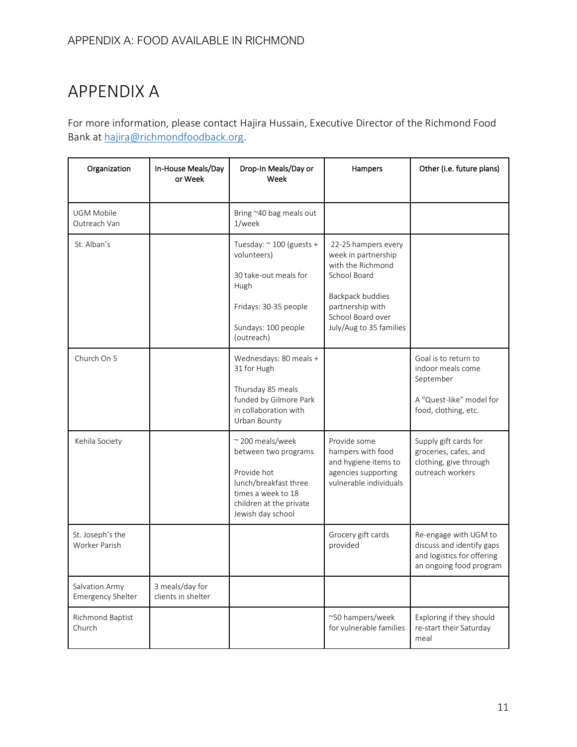# APPENDIX A

For more information, please contact Hajira Hussain, Executive Director of the Richmond Food Bank at hajira@richmondfoodback.org.

| Organization | In-House Meals/Day or Week | Drop-In Meals/Day or Week | Hampers | Other (i.e. future plans) |
|---|---|---|---|---|
| UGM Mobile Outreach Van | | Bring ~40 bag meals out 1/week | | |
| St. Alban's | | Tuesday: ~ 100 (guests + volunteers)<br><br>30 take-out meals for Hugh<br><br>Fridays: 30-35 people<br><br>Sundays: 100 people (outreach) | 22-25 hampers every week in partnership with the Richmond School Board<br><br>Backpack buddies partnership with School Board over July/Aug to 35 families | |
| Church On 5 | | Wednesdays: 80 meals + 31 for Hugh<br><br>Thursday 85 meals funded by Gilmore Park in collaboration with Urban Bounty | | Goal is to return to indoor meals come September<br><br>A "Quest-like" model for food, clothing, etc. |
| Kehila Society | | ~ 200 meals/week between two programs<br><br>Provide hot lunch/breakfast three times a week to 18 children at the private Jewish day school | Provide some hampers with food and hygiene items to agencies supporting vulnerable individuals | Supply gift cards for groceries, cafes, and clothing, give through outreach workers |
| St. Joseph's the Worker Parish | | | Grocery gift cards provided | Re-engage with UGM to discuss and identify gaps and logistics for offering an ongoing food program |
| Salvation Army Emergency Shelter | 3 meals/day for clients in shelter | | | |
| Richmond Baptist Church | | | ~50 hampers/week for vulnerable families | Exploring if they should re-start their Saturday meal |